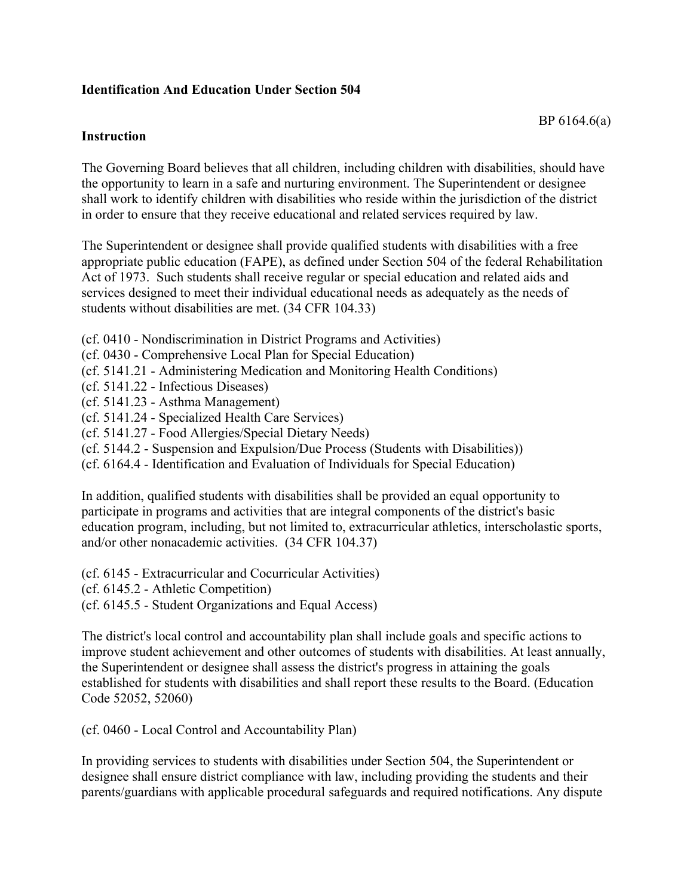**Identification And Education Under Section 504**

BP 6164.6(a)

**Instruction**

The Governing Board believes that all children, including children with disabilities, should have the opportunity to learn in a safe and nurturing environment. The Superintendent or designee shall work to identify children with disabilities who reside within the jurisdiction of the district in order to ensure that they receive educational and related services required by law.

The Superintendent or designee shall provide qualified students with disabilities with a free appropriate public education (FAPE), as defined under Section 504 of the federal Rehabilitation Act of 1973. Such students shall receive regular or special education and related aids and services designed to meet their individual educational needs as adequately as the needs of students without disabilities are met. (34 CFR 104.33)

(cf. 0410 - Nondiscrimination in District Programs and Activities)
(cf. 0430 - Comprehensive Local Plan for Special Education)
(cf. 5141.21 - Administering Medication and Monitoring Health Conditions)
(cf. 5141.22 - Infectious Diseases)
(cf. 5141.23 - Asthma Management)
(cf. 5141.24 - Specialized Health Care Services)
(cf. 5141.27 - Food Allergies/Special Dietary Needs)
(cf. 5144.2 - Suspension and Expulsion/Due Process (Students with Disabilities))
(cf. 6164.4 - Identification and Evaluation of Individuals for Special Education)

In addition, qualified students with disabilities shall be provided an equal opportunity to participate in programs and activities that are integral components of the district's basic education program, including, but not limited to, extracurricular athletics, interscholastic sports, and/or other nonacademic activities. (34 CFR 104.37)

(cf. 6145 - Extracurricular and Cocurricular Activities)
(cf. 6145.2 - Athletic Competition)
(cf. 6145.5 - Student Organizations and Equal Access)

The district's local control and accountability plan shall include goals and specific actions to improve student achievement and other outcomes of students with disabilities. At least annually, the Superintendent or designee shall assess the district's progress in attaining the goals established for students with disabilities and shall report these results to the Board. (Education Code 52052, 52060)

(cf. 0460 - Local Control and Accountability Plan)

In providing services to students with disabilities under Section 504, the Superintendent or designee shall ensure district compliance with law, including providing the students and their parents/guardians with applicable procedural safeguards and required notifications. Any dispute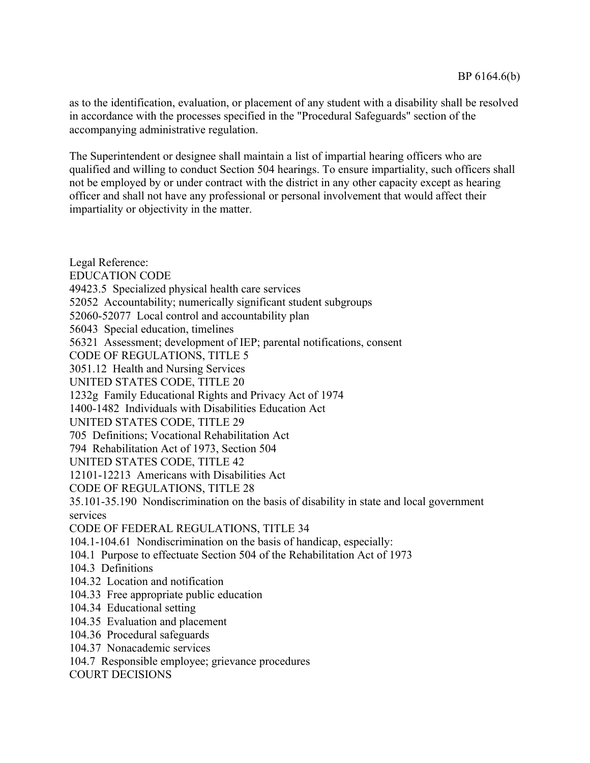as to the identification, evaluation, or placement of any student with a disability shall be resolved in accordance with the processes specified in the "Procedural Safeguards" section of the accompanying administrative regulation.

The Superintendent or designee shall maintain a list of impartial hearing officers who are qualified and willing to conduct Section 504 hearings. To ensure impartiality, such officers shall not be employed by or under contract with the district in any other capacity except as hearing officer and shall not have any professional or personal involvement that would affect their impartiality or objectivity in the matter.

Legal Reference:
EDUCATION CODE
49423.5 Specialized physical health care services
52052 Accountability; numerically significant student subgroups
52060-52077 Local control and accountability plan
56043 Special education, timelines
56321 Assessment; development of IEP; parental notifications, consent
CODE OF REGULATIONS, TITLE 5
3051.12 Health and Nursing Services
UNITED STATES CODE, TITLE 20
1232g Family Educational Rights and Privacy Act of 1974
1400-1482 Individuals with Disabilities Education Act
UNITED STATES CODE, TITLE 29
705 Definitions; Vocational Rehabilitation Act
794 Rehabilitation Act of 1973, Section 504
UNITED STATES CODE, TITLE 42
12101-12213 Americans with Disabilities Act
CODE OF REGULATIONS, TITLE 28
35.101-35.190 Nondiscrimination on the basis of disability in state and local government services
CODE OF FEDERAL REGULATIONS, TITLE 34
104.1-104.61 Nondiscrimination on the basis of handicap, especially:
104.1 Purpose to effectuate Section 504 of the Rehabilitation Act of 1973
104.3 Definitions
104.32 Location and notification
104.33 Free appropriate public education
104.34 Educational setting
104.35 Evaluation and placement
104.36 Procedural safeguards
104.37 Nonacademic services
104.7 Responsible employee; grievance procedures
COURT DECISIONS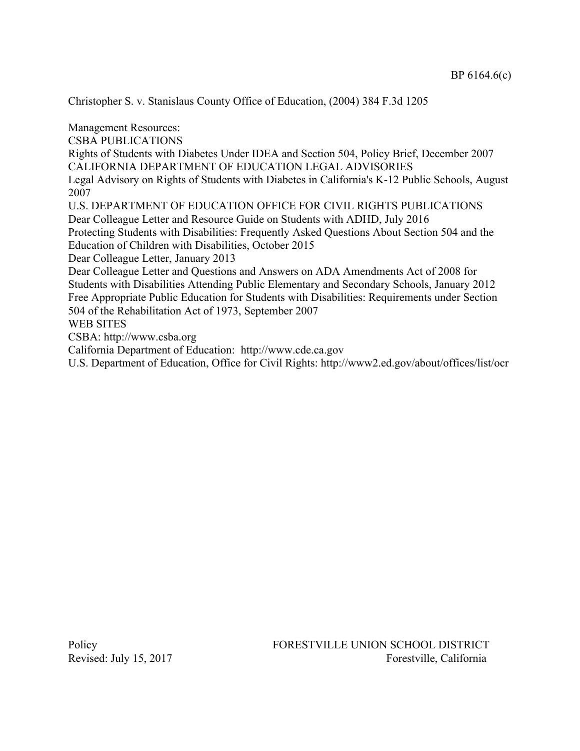Christopher S. v. Stanislaus County Office of Education, (2004) 384 F.3d 1205

Management Resources:

CSBA PUBLICATIONS

Rights of Students with Diabetes Under IDEA and Section 504, Policy Brief, December 2007

CALIFORNIA DEPARTMENT OF EDUCATION LEGAL ADVISORIES

Legal Advisory on Rights of Students with Diabetes in California's K-12 Public Schools, August 2007

U.S. DEPARTMENT OF EDUCATION OFFICE FOR CIVIL RIGHTS PUBLICATIONS

Dear Colleague Letter and Resource Guide on Students with ADHD, July 2016

Protecting Students with Disabilities: Frequently Asked Questions About Section 504 and the Education of Children with Disabilities, October 2015

Dear Colleague Letter, January 2013

Dear Colleague Letter and Questions and Answers on ADA Amendments Act of 2008 for Students with Disabilities Attending Public Elementary and Secondary Schools, January 2012

Free Appropriate Public Education for Students with Disabilities: Requirements under Section 504 of the Rehabilitation Act of 1973, September 2007

WEB SITES

CSBA: http://www.csba.org

California Department of Education: http://www.cde.ca.gov

U.S. Department of Education, Office for Civil Rights: http://www2.ed.gov/about/offices/list/ocr

Policy
Revised: July 15, 2017

FORESTVILLE UNION SCHOOL DISTRICT
Forestville, California